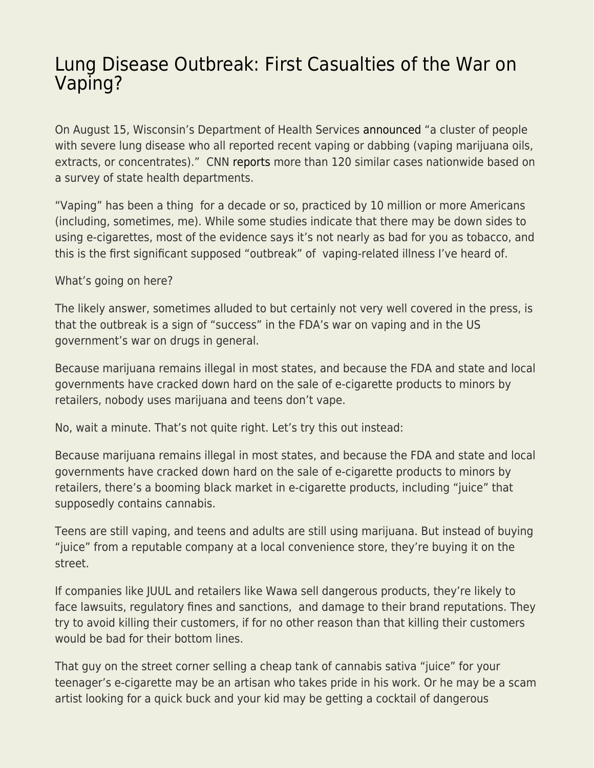# Lung Disease Outbreak: First Casualties of the War on Vaping?

On August 15, Wisconsin's Department of Health Services announced "a cluster of people with severe lung disease who all reported recent vaping or dabbing (vaping marijuana oils, extracts, or concentrates)." CNN reports more than 120 similar cases nationwide based on a survey of state health departments.

"Vaping" has been a thing for a decade or so, practiced by 10 million or more Americans (including, sometimes, me). While some studies indicate that there may be down sides to using e-cigarettes, most of the evidence says it's not nearly as bad for you as tobacco, and this is the first significant supposed "outbreak" of vaping-related illness I've heard of.

What's going on here?

The likely answer, sometimes alluded to but certainly not very well covered in the press, is that the outbreak is a sign of "success" in the FDA's war on vaping and in the US government's war on drugs in general.

Because marijuana remains illegal in most states, and because the FDA and state and local governments have cracked down hard on the sale of e-cigarette products to minors by retailers, nobody uses marijuana and teens don't vape.

No, wait a minute. That's not quite right. Let's try this out instead:

Because marijuana remains illegal in most states, and because the FDA and state and local governments have cracked down hard on the sale of e-cigarette products to minors by retailers, there's a booming black market in e-cigarette products, including "juice" that supposedly contains cannabis.

Teens are still vaping, and teens and adults are still using marijuana. But instead of buying "juice" from a reputable company at a local convenience store, they're buying it on the street.

If companies like JUUL and retailers like Wawa sell dangerous products, they're likely to face lawsuits, regulatory fines and sanctions, and damage to their brand reputations. They try to avoid killing their customers, if for no other reason than that killing their customers would be bad for their bottom lines.

That guy on the street corner selling a cheap tank of cannabis sativa "juice" for your teenager's e-cigarette may be an artisan who takes pride in his work. Or he may be a scam artist looking for a quick buck and your kid may be getting a cocktail of dangerous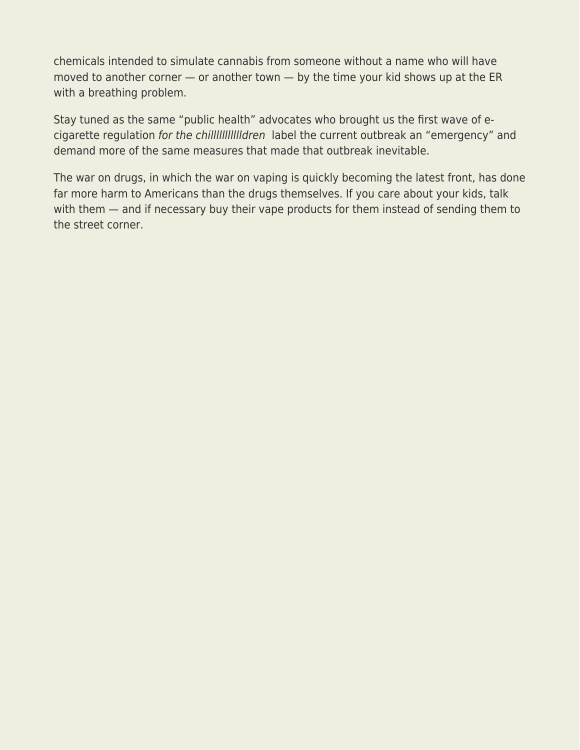chemicals intended to simulate cannabis from someone without a name who will have moved to another corner — or another town — by the time your kid shows up at the ER with a breathing problem.

Stay tuned as the same "public health" advocates who brought us the first wave of e-cigarette regulation *for the chilllllllllllldren* label the current outbreak an "emergency" and demand more of the same measures that made that outbreak inevitable.

The war on drugs, in which the war on vaping is quickly becoming the latest front, has done far more harm to Americans than the drugs themselves. If you care about your kids, talk with them — and if necessary buy their vape products for them instead of sending them to the street corner.